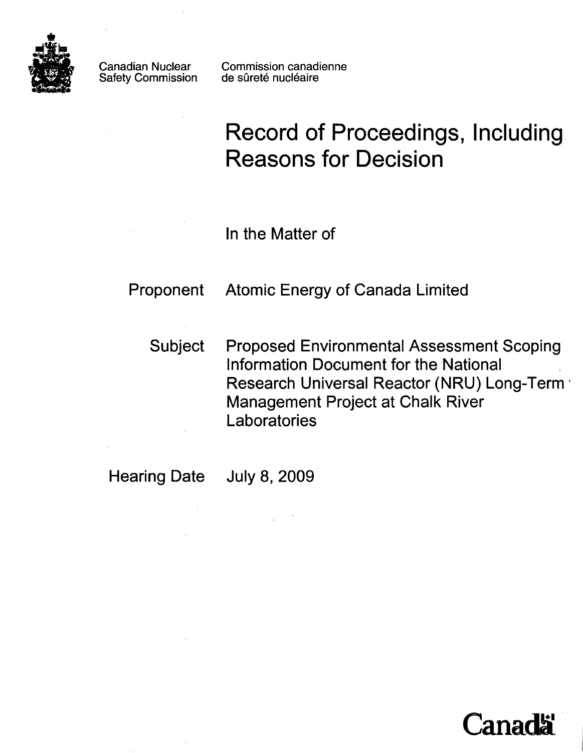Canadian Nuclear Safety Commission

Commission canadienne de sûreté nucléaire

# Record of Proceedings, Including Reasons for Decision

In the Matter of

**Proponent** Atomic Energy of Canada Limited

**Subject** Proposed Environmental Assessment Scoping Information Document for the National Research Universal Reactor (NRU) Long-Term Management Project at Chalk River Laboratories

**Hearing Date** July 8, 2009

Canada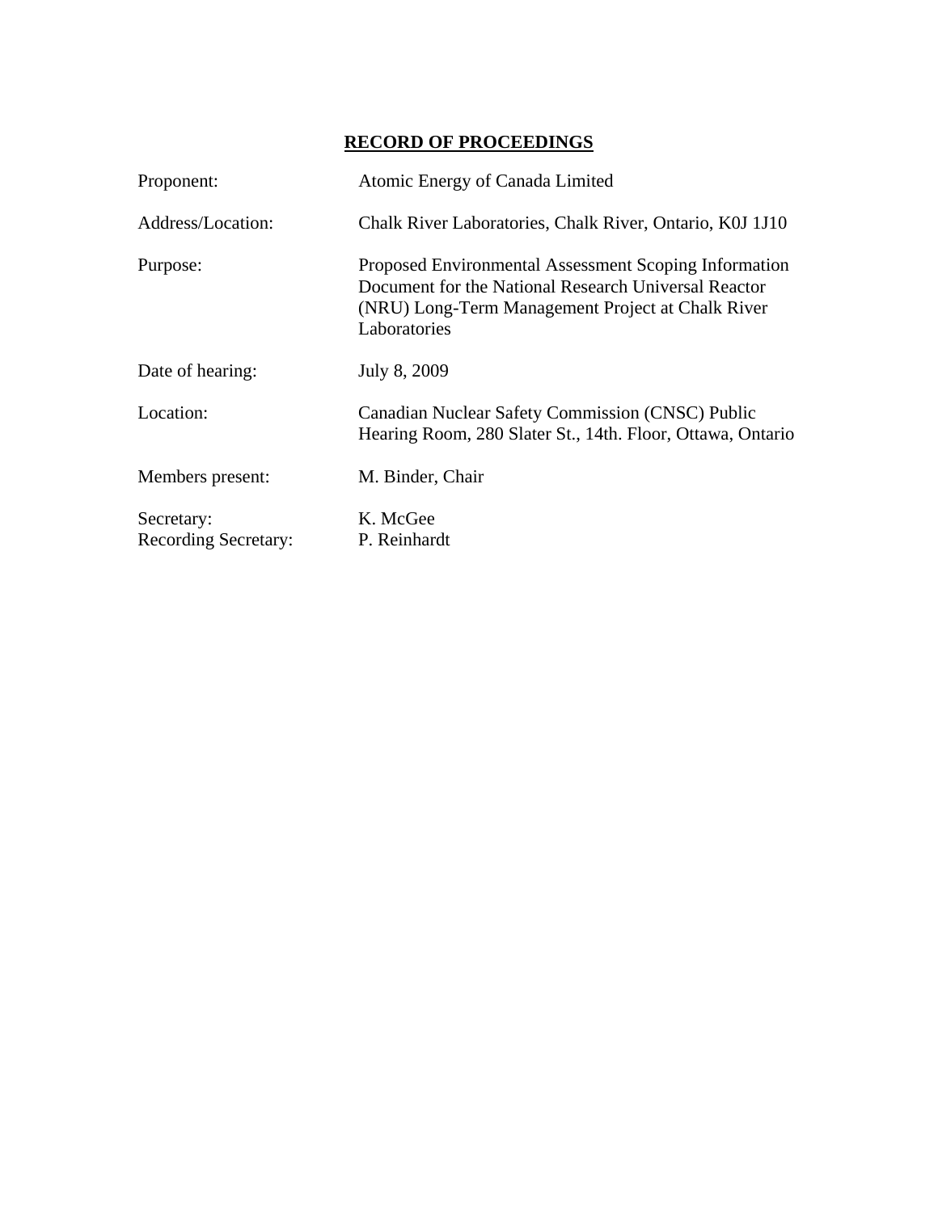**RECORD OF PROCEEDINGS**

| | |
|---|---|
| Proponent: | Atomic Energy of Canada Limited |
| Address/Location: | Chalk River Laboratories, Chalk River, Ontario, K0J 1J10 |
| Purpose: | Proposed Environmental Assessment Scoping Information Document for the National Research Universal Reactor (NRU) Long-Term Management Project at Chalk River Laboratories |
| Date of hearing: | July 8, 2009 |
| Location: | Canadian Nuclear Safety Commission (CNSC) Public Hearing Room, 280 Slater St., 14th. Floor, Ottawa, Ontario |
| Members present: | M. Binder, Chair |
| Secretary: | K. McGee |
| Recording Secretary: | P. Reinhardt |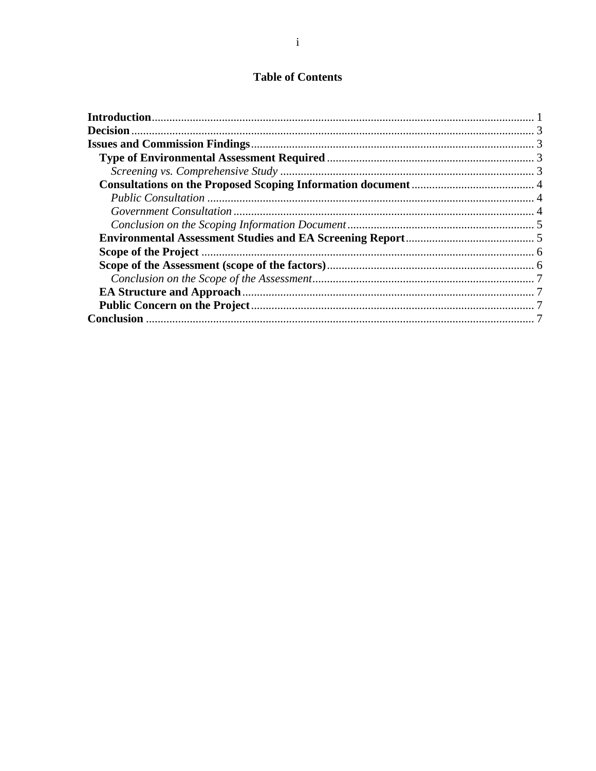## Table of Contents

**Introduction** .......... 1
**Decision** .......... 3
**Issues and Commission Findings** .......... 3
- **Type of Environmental Assessment Required** .......... 3
  - *Screening vs. Comprehensive Study* .......... 3
- **Consultations on the Proposed Scoping Information document** .......... 4
  - *Public Consultation* .......... 4
  - *Government Consultation* .......... 4
  - *Conclusion on the Scoping Information Document* .......... 5
- **Environmental Assessment Studies and EA Screening Report** .......... 5
- **Scope of the Project** .......... 6
- **Scope of the Assessment (scope of the factors)** .......... 6
  - *Conclusion on the Scope of the Assessment* .......... 7
- **EA Structure and Approach** .......... 7
- **Public Concern on the Project** .......... 7

**Conclusion** .......... 7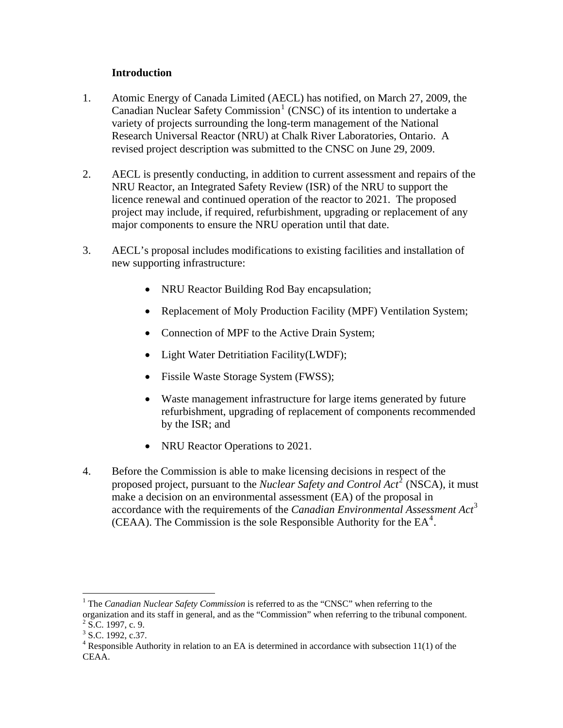## Introduction

1. Atomic Energy of Canada Limited (AECL) has notified, on March 27, 2009, the Canadian Nuclear Safety Commission[1] (CNSC) of its intention to undertake a variety of projects surrounding the long-term management of the National Research Universal Reactor (NRU) at Chalk River Laboratories, Ontario. A revised project description was submitted to the CNSC on June 29, 2009.

2. AECL is presently conducting, in addition to current assessment and repairs of the NRU Reactor, an Integrated Safety Review (ISR) of the NRU to support the licence renewal and continued operation of the reactor to 2021. The proposed project may include, if required, refurbishment, upgrading or replacement of any major components to ensure the NRU operation until that date.

3. AECL's proposal includes modifications to existing facilities and installation of new supporting infrastructure:

   - NRU Reactor Building Rod Bay encapsulation;
   - Replacement of Moly Production Facility (MPF) Ventilation System;
   - Connection of MPF to the Active Drain System;
   - Light Water Detritiation Facility(LWDF);
   - Fissile Waste Storage System (FWSS);
   - Waste management infrastructure for large items generated by future refurbishment, upgrading of replacement of components recommended by the ISR; and
   - NRU Reactor Operations to 2021.

4. Before the Commission is able to make licensing decisions in respect of the proposed project, pursuant to the *Nuclear Safety and Control Act*[2] (NSCA), it must make a decision on an environmental assessment (EA) of the proposal in accordance with the requirements of the *Canadian Environmental Assessment Act*[3] (CEAA). The Commission is the sole Responsible Authority for the EA[4].

---

[1] The *Canadian Nuclear Safety Commission* is referred to as the "CNSC" when referring to the organization and its staff in general, and as the "Commission" when referring to the tribunal component.

[2] S.C. 1997, c. 9.

[3] S.C. 1992, c.37.

[4] Responsible Authority in relation to an EA is determined in accordance with subsection 11(1) of the CEAA.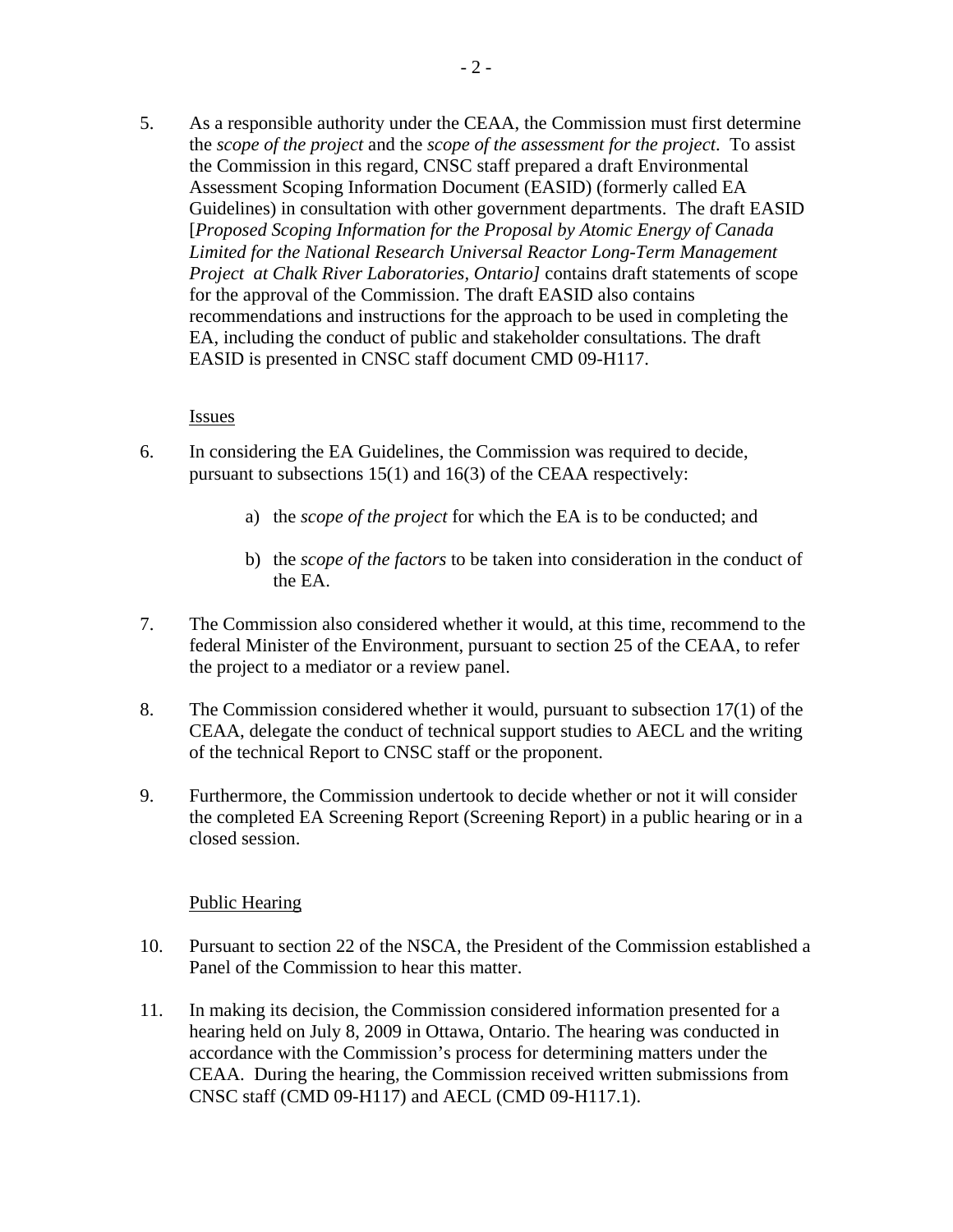5. As a responsible authority under the CEAA, the Commission must first determine the *scope of the project* and the *scope of the assessment for the project*. To assist the Commission in this regard, CNSC staff prepared a draft Environmental Assessment Scoping Information Document (EASID) (formerly called EA Guidelines) in consultation with other government departments. The draft EASID [*Proposed Scoping Information for the Proposal by Atomic Energy of Canada Limited for the National Research Universal Reactor Long-Term Management Project at Chalk River Laboratories, Ontario]* contains draft statements of scope for the approval of the Commission. The draft EASID also contains recommendations and instructions for the approach to be used in completing the EA, including the conduct of public and stakeholder consultations. The draft EASID is presented in CNSC staff document CMD 09-H117.

Issues

6. In considering the EA Guidelines, the Commission was required to decide, pursuant to subsections 15(1) and 16(3) of the CEAA respectively:

   a) the *scope of the project* for which the EA is to be conducted; and

   b) the *scope of the factors* to be taken into consideration in the conduct of the EA.

7. The Commission also considered whether it would, at this time, recommend to the federal Minister of the Environment, pursuant to section 25 of the CEAA, to refer the project to a mediator or a review panel.

8. The Commission considered whether it would, pursuant to subsection 17(1) of the CEAA, delegate the conduct of technical support studies to AECL and the writing of the technical Report to CNSC staff or the proponent.

9. Furthermore, the Commission undertook to decide whether or not it will consider the completed EA Screening Report (Screening Report) in a public hearing or in a closed session.

Public Hearing

10. Pursuant to section 22 of the NSCA, the President of the Commission established a Panel of the Commission to hear this matter.

11. In making its decision, the Commission considered information presented for a hearing held on July 8, 2009 in Ottawa, Ontario. The hearing was conducted in accordance with the Commission's process for determining matters under the CEAA. During the hearing, the Commission received written submissions from CNSC staff (CMD 09-H117) and AECL (CMD 09-H117.1).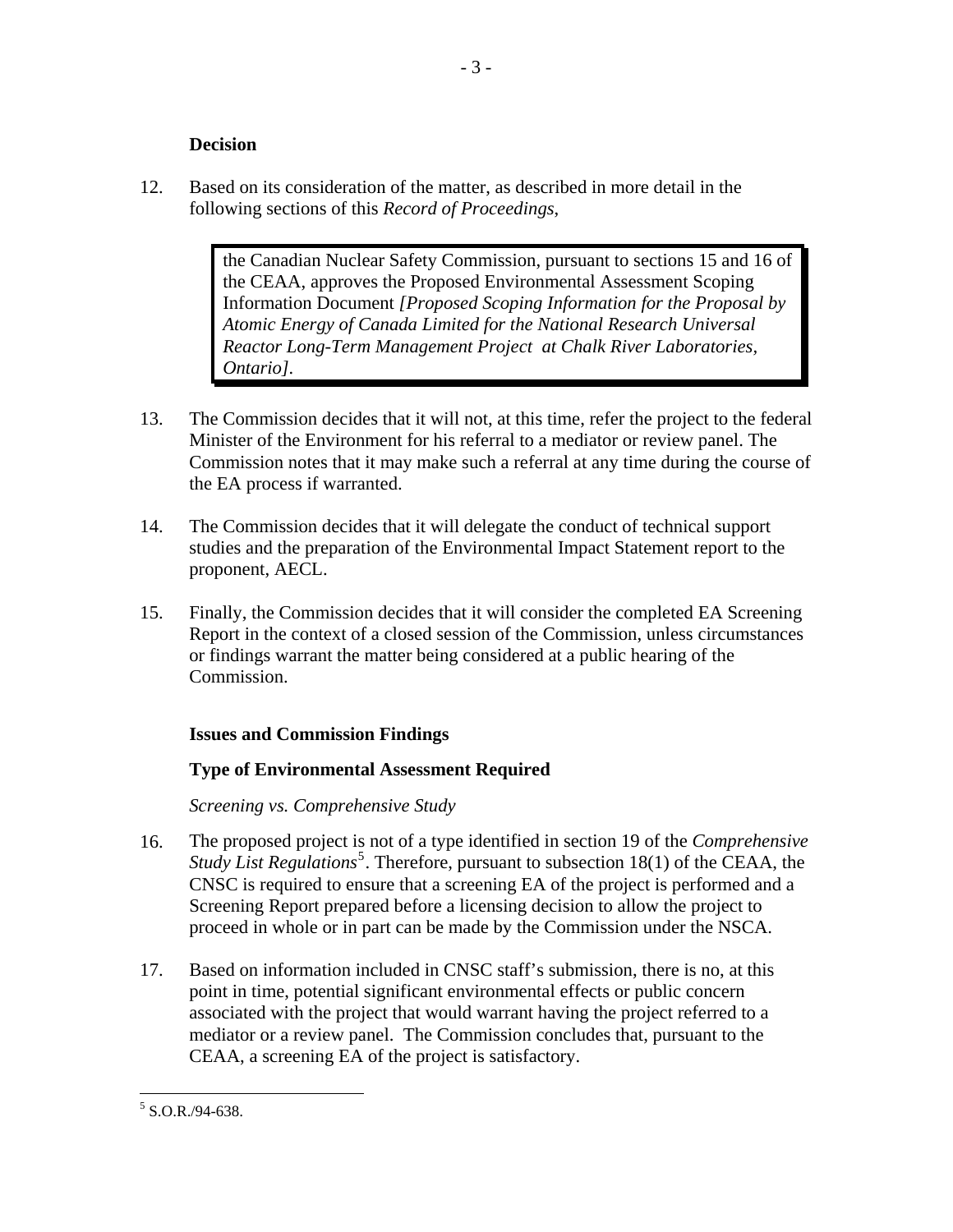**Decision**

12. Based on its consideration of the matter, as described in more detail in the following sections of this *Record of Proceedings*,

> the Canadian Nuclear Safety Commission, pursuant to sections 15 and 16 of the CEAA, approves the Proposed Environmental Assessment Scoping Information Document *[Proposed Scoping Information for the Proposal by Atomic Energy of Canada Limited for the National Research Universal Reactor Long-Term Management Project at Chalk River Laboratories, Ontario]*.

13. The Commission decides that it will not, at this time, refer the project to the federal Minister of the Environment for his referral to a mediator or review panel. The Commission notes that it may make such a referral at any time during the course of the EA process if warranted.

14. The Commission decides that it will delegate the conduct of technical support studies and the preparation of the Environmental Impact Statement report to the proponent, AECL.

15. Finally, the Commission decides that it will consider the completed EA Screening Report in the context of a closed session of the Commission, unless circumstances or findings warrant the matter being considered at a public hearing of the Commission.

**Issues and Commission Findings**

**Type of Environmental Assessment Required**

*Screening vs. Comprehensive Study*

16. The proposed project is not of a type identified in section 19 of the *Comprehensive Study List Regulations*[5]. Therefore, pursuant to subsection 18(1) of the CEAA, the CNSC is required to ensure that a screening EA of the project is performed and a Screening Report prepared before a licensing decision to allow the project to proceed in whole or in part can be made by the Commission under the NSCA.

17. Based on information included in CNSC staff's submission, there is no, at this point in time, potential significant environmental effects or public concern associated with the project that would warrant having the project referred to a mediator or a review panel. The Commission concludes that, pursuant to the CEAA, a screening EA of the project is satisfactory.

---

[5] S.O.R./94-638.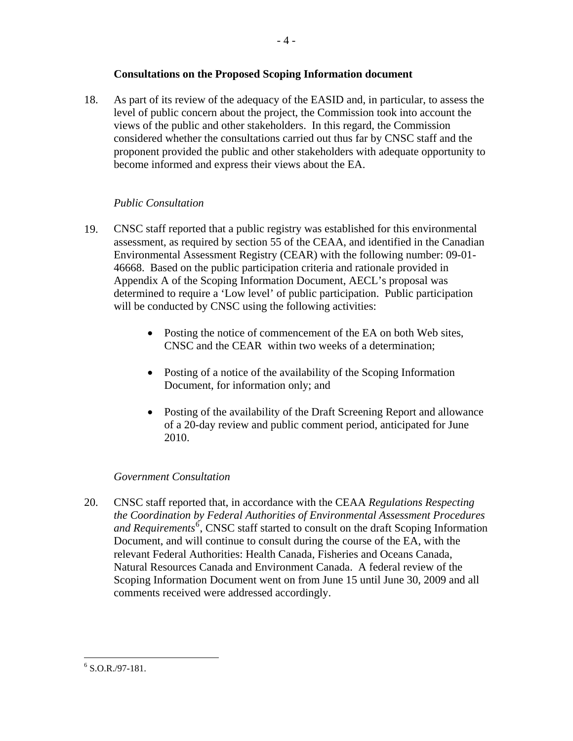### Consultations on the Proposed Scoping Information document

18. As part of its review of the adequacy of the EASID and, in particular, to assess the level of public concern about the project, the Commission took into account the views of the public and other stakeholders. In this regard, the Commission considered whether the consultations carried out thus far by CNSC staff and the proponent provided the public and other stakeholders with adequate opportunity to become informed and express their views about the EA.

*Public Consultation*

19. CNSC staff reported that a public registry was established for this environmental assessment, as required by section 55 of the CEAA, and identified in the Canadian Environmental Assessment Registry (CEAR) with the following number: 09-01-46668. Based on the public participation criteria and rationale provided in Appendix A of the Scoping Information Document, AECL's proposal was determined to require a 'Low level' of public participation. Public participation will be conducted by CNSC using the following activities:

    - Posting the notice of commencement of the EA on both Web sites, CNSC and the CEAR within two weeks of a determination;
    - Posting of a notice of the availability of the Scoping Information Document, for information only; and
    - Posting of the availability of the Draft Screening Report and allowance of a 20-day review and public comment period, anticipated for June 2010.

*Government Consultation*

20. CNSC staff reported that, in accordance with the CEAA *Regulations Respecting the Coordination by Federal Authorities of Environmental Assessment Procedures and Requirements*[6], CNSC staff started to consult on the draft Scoping Information Document, and will continue to consult during the course of the EA, with the relevant Federal Authorities: Health Canada, Fisheries and Oceans Canada, Natural Resources Canada and Environment Canada. A federal review of the Scoping Information Document went on from June 15 until June 30, 2009 and all comments received were addressed accordingly.

---

[6] S.O.R./97-181.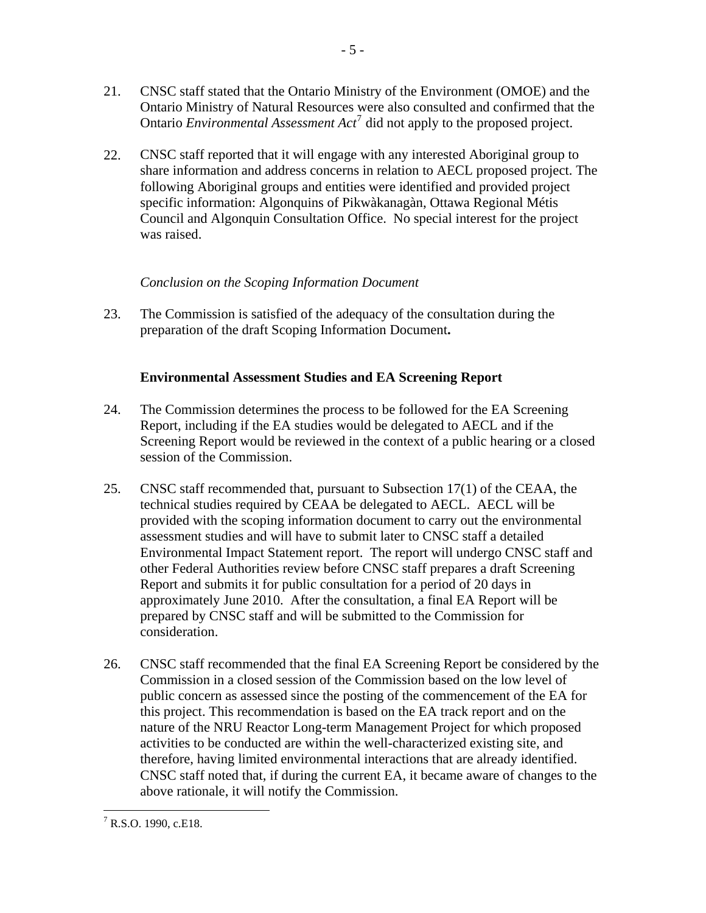21. CNSC staff stated that the Ontario Ministry of the Environment (OMOE) and the Ontario Ministry of Natural Resources were also consulted and confirmed that the Ontario *Environmental Assessment Act*[7] did not apply to the proposed project.

22. CNSC staff reported that it will engage with any interested Aboriginal group to share information and address concerns in relation to AECL proposed project. The following Aboriginal groups and entities were identified and provided project specific information: Algonquins of Pikwàkanagàn, Ottawa Regional Métis Council and Algonquin Consultation Office. No special interest for the project was raised.

*Conclusion on the Scoping Information Document*

23. The Commission is satisfied of the adequacy of the consultation during the preparation of the draft Scoping Information Document**.**

**Environmental Assessment Studies and EA Screening Report**

24. The Commission determines the process to be followed for the EA Screening Report, including if the EA studies would be delegated to AECL and if the Screening Report would be reviewed in the context of a public hearing or a closed session of the Commission.

25. CNSC staff recommended that, pursuant to Subsection 17(1) of the CEAA, the technical studies required by CEAA be delegated to AECL. AECL will be provided with the scoping information document to carry out the environmental assessment studies and will have to submit later to CNSC staff a detailed Environmental Impact Statement report. The report will undergo CNSC staff and other Federal Authorities review before CNSC staff prepares a draft Screening Report and submits it for public consultation for a period of 20 days in approximately June 2010. After the consultation, a final EA Report will be prepared by CNSC staff and will be submitted to the Commission for consideration.

26. CNSC staff recommended that the final EA Screening Report be considered by the Commission in a closed session of the Commission based on the low level of public concern as assessed since the posting of the commencement of the EA for this project. This recommendation is based on the EA track report and on the nature of the NRU Reactor Long-term Management Project for which proposed activities to be conducted are within the well-characterized existing site, and therefore, having limited environmental interactions that are already identified. CNSC staff noted that, if during the current EA, it became aware of changes to the above rationale, it will notify the Commission.

[7] R.S.O. 1990, c.E18.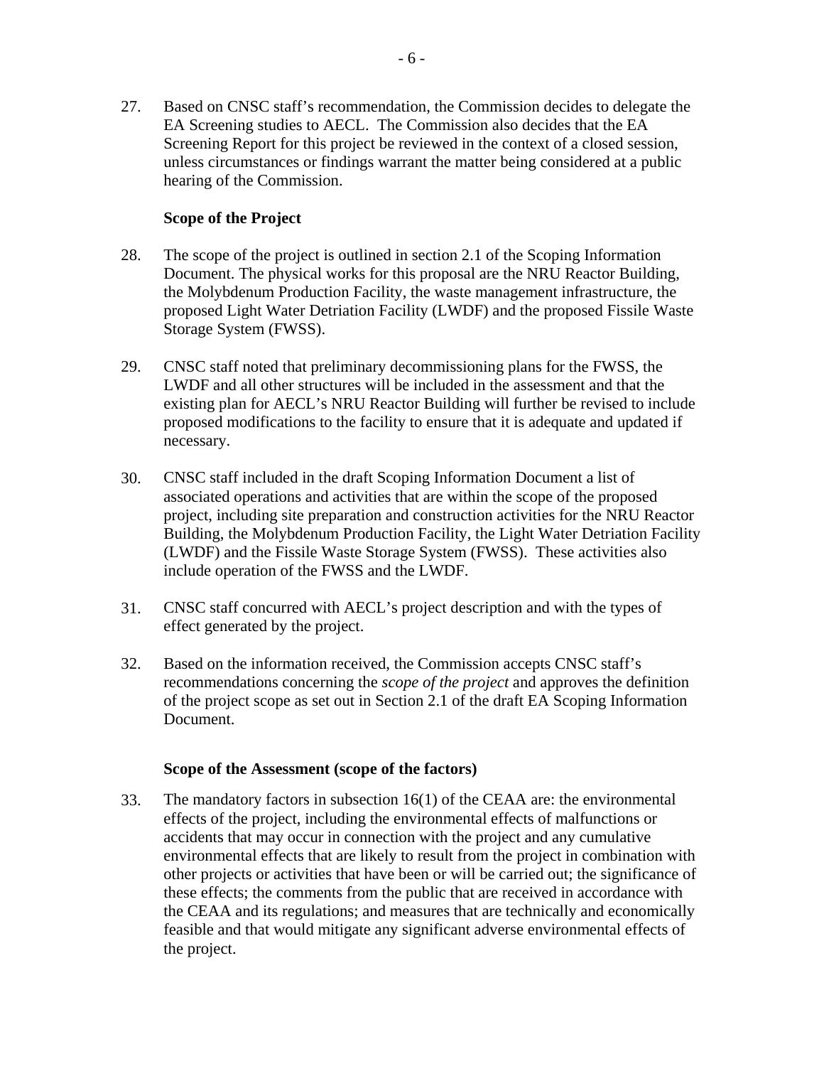27. Based on CNSC staff's recommendation, the Commission decides to delegate the EA Screening studies to AECL. The Commission also decides that the EA Screening Report for this project be reviewed in the context of a closed session, unless circumstances or findings warrant the matter being considered at a public hearing of the Commission.

**Scope of the Project**

28. The scope of the project is outlined in section 2.1 of the Scoping Information Document. The physical works for this proposal are the NRU Reactor Building, the Molybdenum Production Facility, the waste management infrastructure, the proposed Light Water Detriation Facility (LWDF) and the proposed Fissile Waste Storage System (FWSS).

29. CNSC staff noted that preliminary decommissioning plans for the FWSS, the LWDF and all other structures will be included in the assessment and that the existing plan for AECL's NRU Reactor Building will further be revised to include proposed modifications to the facility to ensure that it is adequate and updated if necessary.

30. CNSC staff included in the draft Scoping Information Document a list of associated operations and activities that are within the scope of the proposed project, including site preparation and construction activities for the NRU Reactor Building, the Molybdenum Production Facility, the Light Water Detriation Facility (LWDF) and the Fissile Waste Storage System (FWSS). These activities also include operation of the FWSS and the LWDF.

31. CNSC staff concurred with AECL's project description and with the types of effect generated by the project.

32. Based on the information received, the Commission accepts CNSC staff's recommendations concerning the *scope of the project* and approves the definition of the project scope as set out in Section 2.1 of the draft EA Scoping Information Document.

**Scope of the Assessment (scope of the factors)**

33. The mandatory factors in subsection 16(1) of the CEAA are: the environmental effects of the project, including the environmental effects of malfunctions or accidents that may occur in connection with the project and any cumulative environmental effects that are likely to result from the project in combination with other projects or activities that have been or will be carried out; the significance of these effects; the comments from the public that are received in accordance with the CEAA and its regulations; and measures that are technically and economically feasible and that would mitigate any significant adverse environmental effects of the project.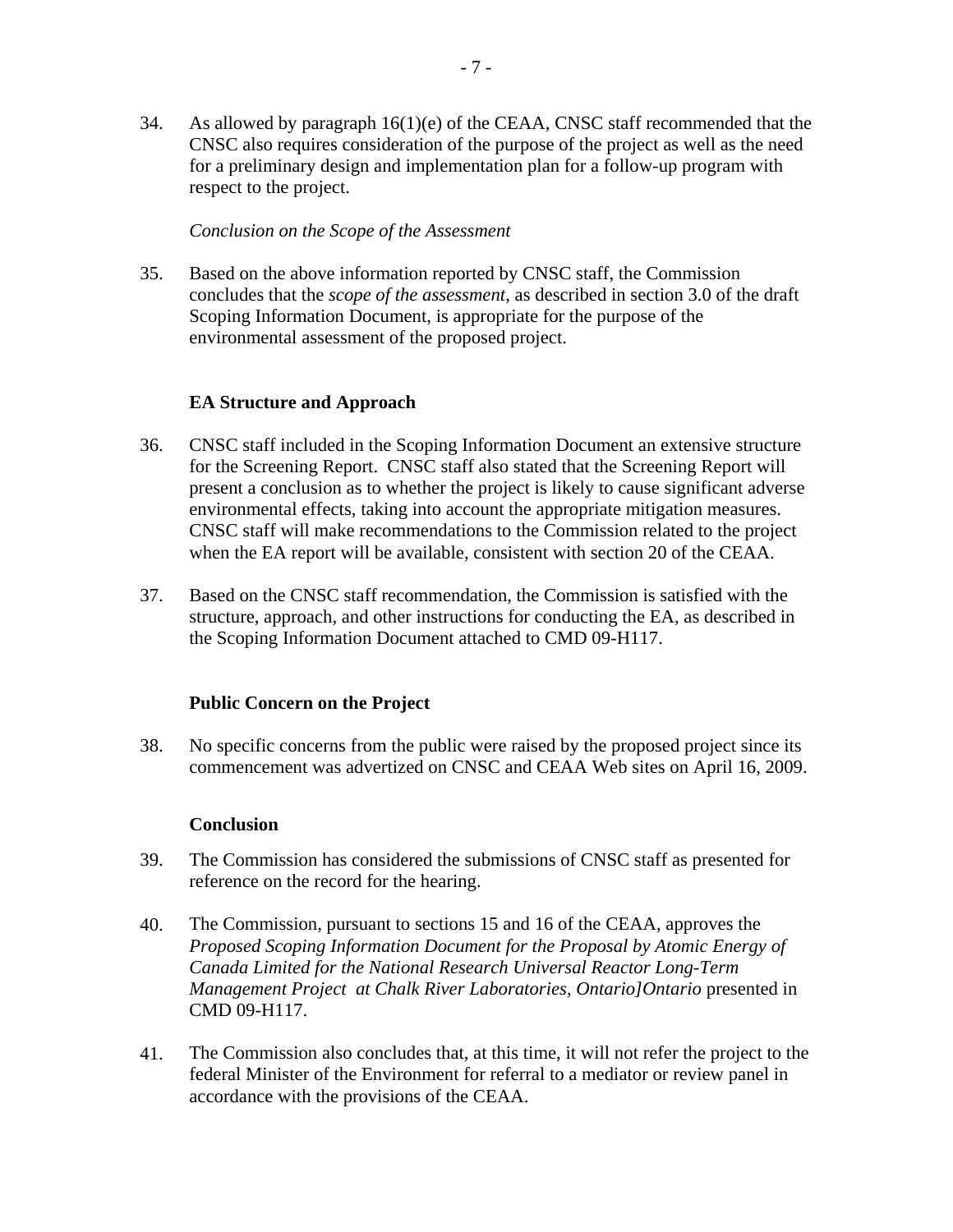34. As allowed by paragraph 16(1)(e) of the CEAA, CNSC staff recommended that the CNSC also requires consideration of the purpose of the project as well as the need for a preliminary design and implementation plan for a follow-up program with respect to the project.

*Conclusion on the Scope of the Assessment*

35. Based on the above information reported by CNSC staff, the Commission concludes that the *scope of the assessment*, as described in section 3.0 of the draft Scoping Information Document, is appropriate for the purpose of the environmental assessment of the proposed project.

**EA Structure and Approach**

36. CNSC staff included in the Scoping Information Document an extensive structure for the Screening Report. CNSC staff also stated that the Screening Report will present a conclusion as to whether the project is likely to cause significant adverse environmental effects, taking into account the appropriate mitigation measures. CNSC staff will make recommendations to the Commission related to the project when the EA report will be available, consistent with section 20 of the CEAA.

37. Based on the CNSC staff recommendation, the Commission is satisfied with the structure, approach, and other instructions for conducting the EA, as described in the Scoping Information Document attached to CMD 09-H117.

**Public Concern on the Project**

38. No specific concerns from the public were raised by the proposed project since its commencement was advertized on CNSC and CEAA Web sites on April 16, 2009.

**Conclusion**

39. The Commission has considered the submissions of CNSC staff as presented for reference on the record for the hearing.

40. The Commission, pursuant to sections 15 and 16 of the CEAA, approves the *Proposed Scoping Information Document for the Proposal by Atomic Energy of Canada Limited for the National Research Universal Reactor Long-Term Management Project at Chalk River Laboratories, Ontario]Ontario* presented in CMD 09-H117.

41. The Commission also concludes that, at this time, it will not refer the project to the federal Minister of the Environment for referral to a mediator or review panel in accordance with the provisions of the CEAA.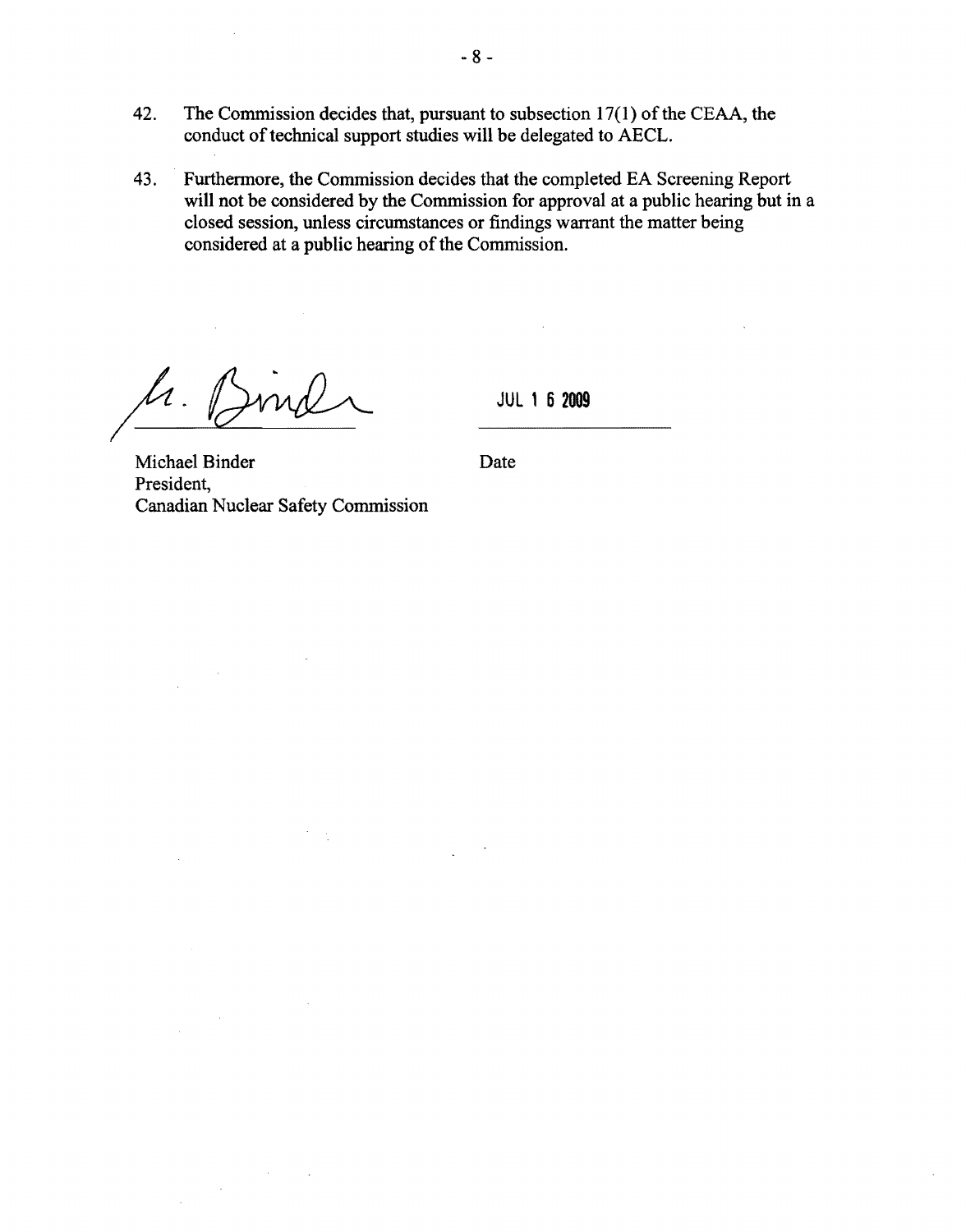42. The Commission decides that, pursuant to subsection 17(1) of the CEAA, the conduct of technical support studies will be delegated to AECL.

43. Furthermore, the Commission decides that the completed EA Screening Report will not be considered by the Commission for approval at a public hearing but in a closed session, unless circumstances or findings warrant the matter being considered at a public hearing of the Commission.

M. Binder

Michael Binder
President,
Canadian Nuclear Safety Commission

JUL 16 2009

Date